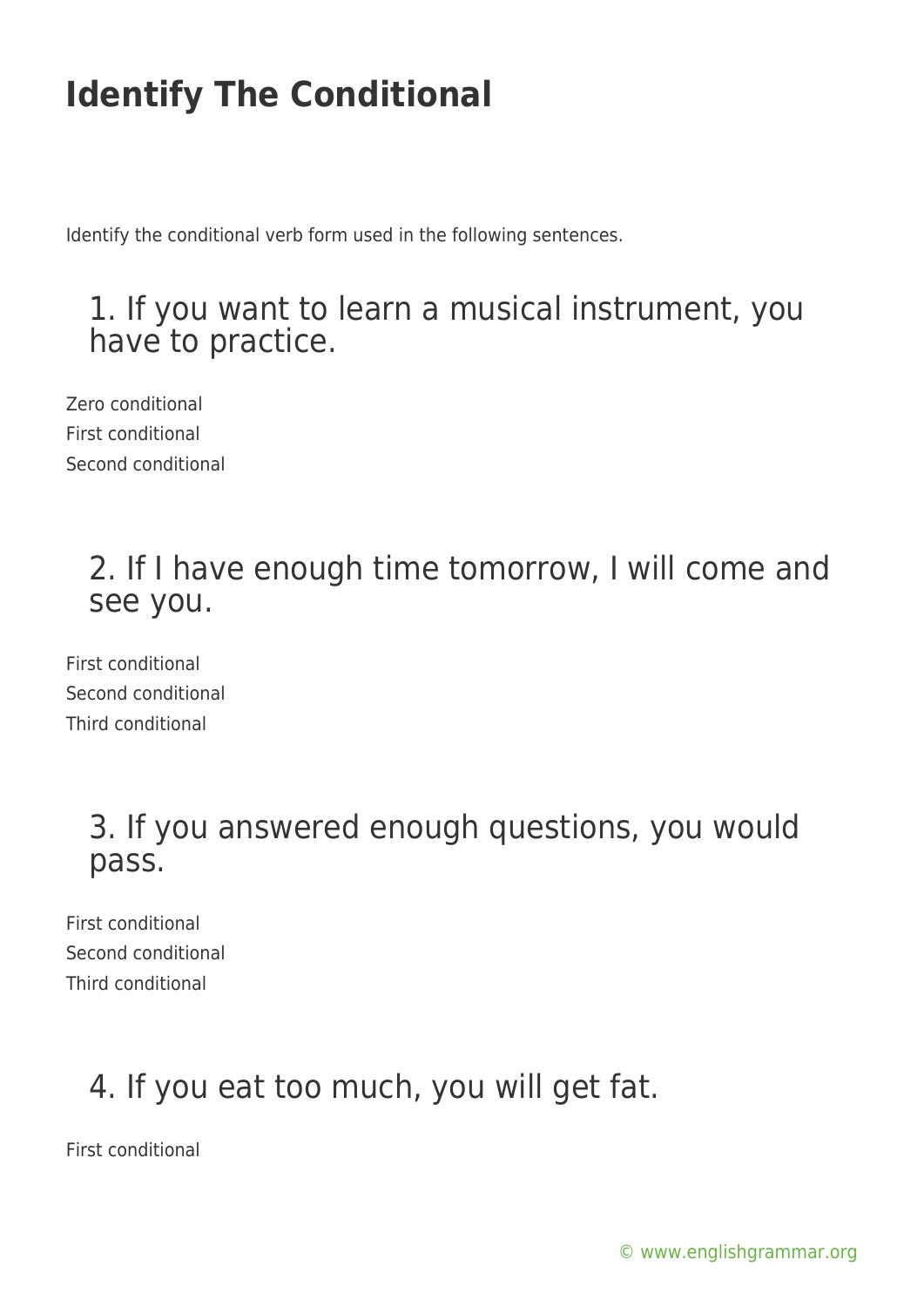# Identify The Conditional

Identify the conditional verb form used in the following sentences.

## 1. If you want to learn a musical instrument, you have to practice.

Zero conditional
First conditional
Second conditional

## 2. If I have enough time tomorrow, I will come and see you.

First conditional
Second conditional
Third conditional

## 3. If you answered enough questions, you would pass.

First conditional
Second conditional
Third conditional

## 4. If you eat too much, you will get fat.

First conditional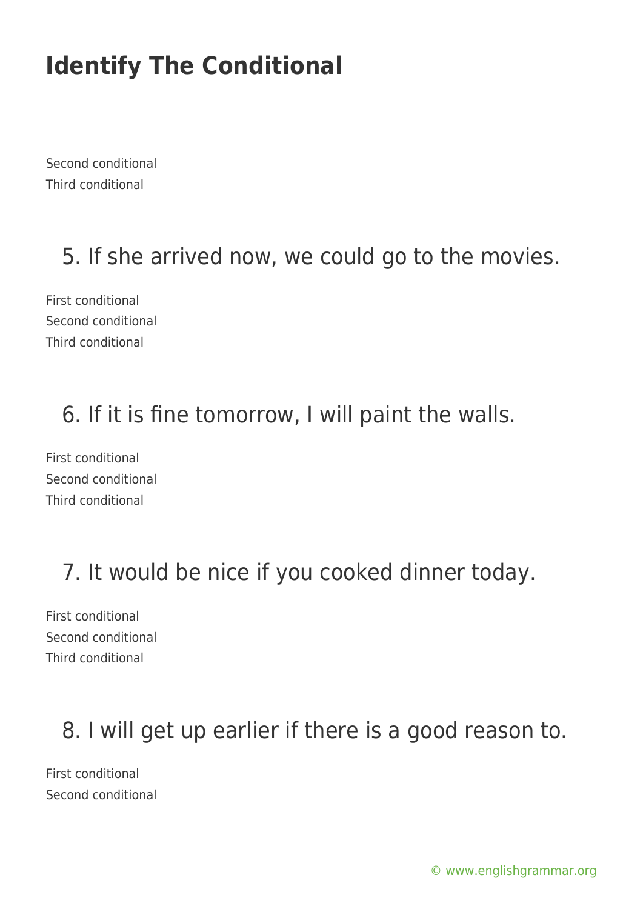# Identify The Conditional

Second conditional
Third conditional

## 5. If she arrived now, we could go to the movies.

First conditional
Second conditional
Third conditional

## 6. If it is fine tomorrow, I will paint the walls.

First conditional
Second conditional
Third conditional

## 7. It would be nice if you cooked dinner today.

First conditional
Second conditional
Third conditional

## 8. I will get up earlier if there is a good reason to.

First conditional
Second conditional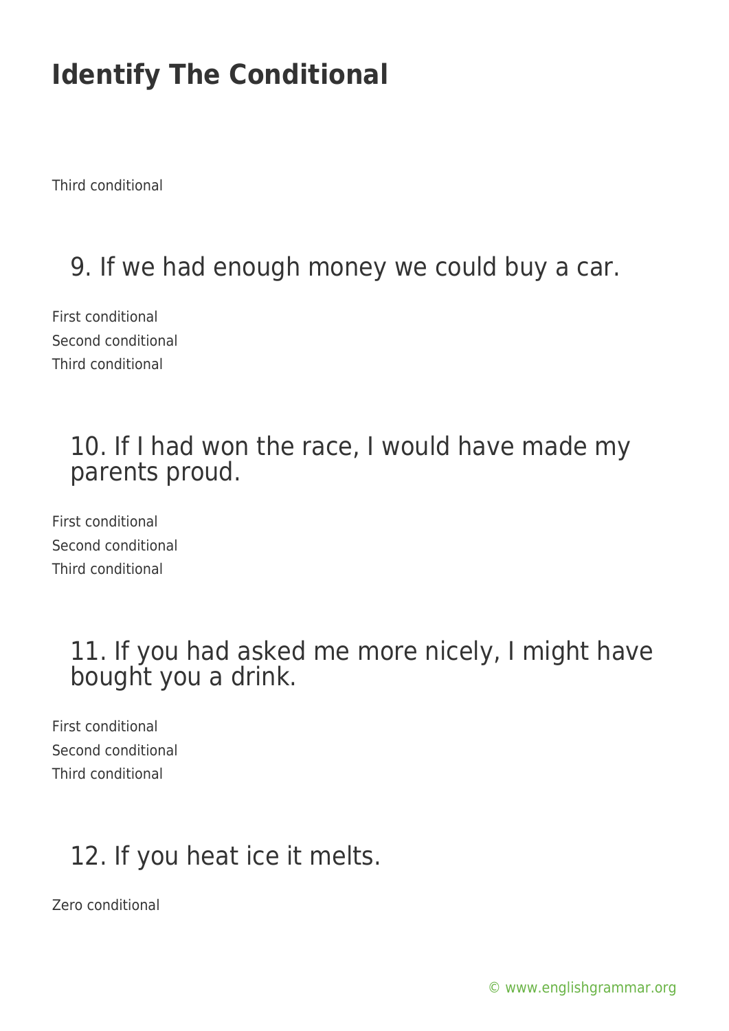# Identify The Conditional

Third conditional

## 9. If we had enough money we could buy a car.

First conditional
Second conditional
Third conditional

## 10. If I had won the race, I would have made my parents proud.

First conditional
Second conditional
Third conditional

## 11. If you had asked me more nicely, I might have bought you a drink.

First conditional
Second conditional
Third conditional

## 12. If you heat ice it melts.

Zero conditional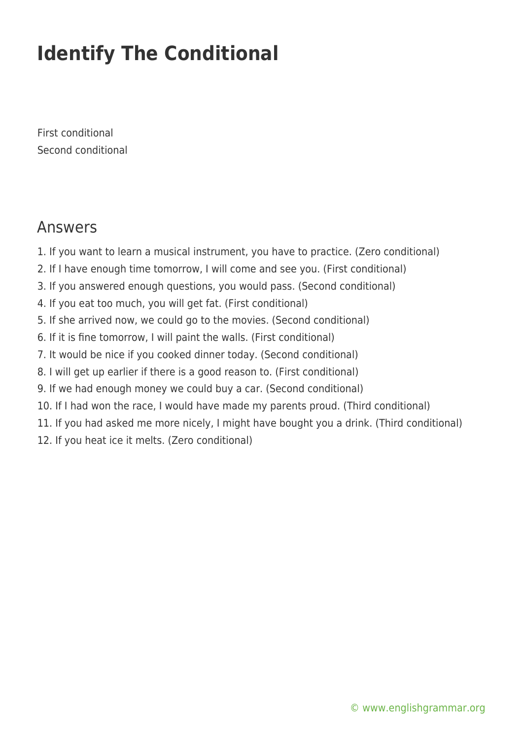# Identify The Conditional

First conditional
Second conditional

## Answers

1. If you want to learn a musical instrument, you have to practice. (Zero conditional)
2. If I have enough time tomorrow, I will come and see you. (First conditional)
3. If you answered enough questions, you would pass. (Second conditional)
4. If you eat too much, you will get fat. (First conditional)
5. If she arrived now, we could go to the movies. (Second conditional)
6. If it is fine tomorrow, I will paint the walls. (First conditional)
7. It would be nice if you cooked dinner today. (Second conditional)
8. I will get up earlier if there is a good reason to. (First conditional)
9. If we had enough money we could buy a car. (Second conditional)
10. If I had won the race, I would have made my parents proud. (Third conditional)
11. If you had asked me more nicely, I might have bought you a drink. (Third conditional)
12. If you heat ice it melts. (Zero conditional)